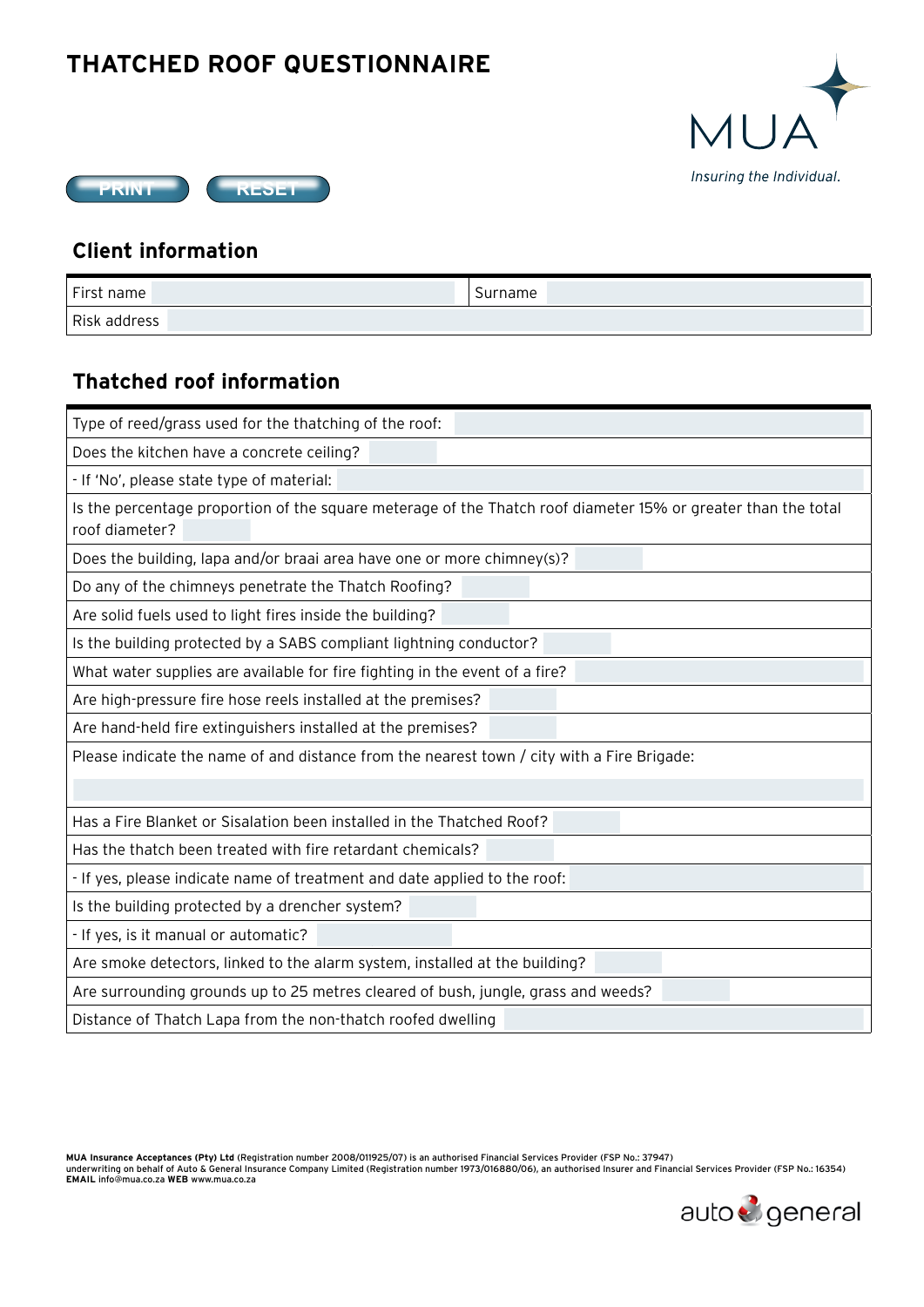# THATCHED ROOF QUESTIONNAIRE

MUA
*Insuring the Individual.*

PRINT RESET

## Client information

| First name | | Surname | |
|---|---|---|---|
| Risk address | | | |

## Thatched roof information

| Question | Answer |
|---|---|
| Type of reed/grass used for the thatching of the roof: | |
| Does the kitchen have a concrete ceiling? | |
| - If 'No', please state type of material: | |
| Is the percentage proportion of the square meterage of the Thatch roof diameter 15% or greater than the total roof diameter? | |
| Does the building, lapa and/or braai area have one or more chimney(s)? | |
| Do any of the chimneys penetrate the Thatch Roofing? | |
| Are solid fuels used to light fires inside the building? | |
| Is the building protected by a SABS compliant lightning conductor? | |
| What water supplies are available for fire fighting in the event of a fire? | |
| Are high-pressure fire hose reels installed at the premises? | |
| Are hand-held fire extinguishers installed at the premises? | |
| Please indicate the name of and distance from the nearest town / city with a Fire Brigade: | |
| Has a Fire Blanket or Sisalation been installed in the Thatched Roof? | |
| Has the thatch been treated with fire retardant chemicals? | |
| - If yes, please indicate name of treatment and date applied to the roof: | |
| Is the building protected by a drencher system? | |
| - If yes, is it manual or automatic? | |
| Are smoke detectors, linked to the alarm system, installed at the building? | |
| Are surrounding grounds up to 25 metres cleared of bush, jungle, grass and weeds? | |
| Distance of Thatch Lapa from the non-thatch roofed dwelling | |

**MUA Insurance Acceptances (Pty) Ltd** (Registration number 2008/011925/07) is an authorised Financial Services Provider (FSP No.: 37947) underwriting on behalf of Auto & General Insurance Company Limited (Registration number 1973/016880/06), an authorised Insurer and Financial Services Provider (FSP No.: 16354)
**EMAIL** info@mua.co.za **WEB** www.mua.co.za

auto & general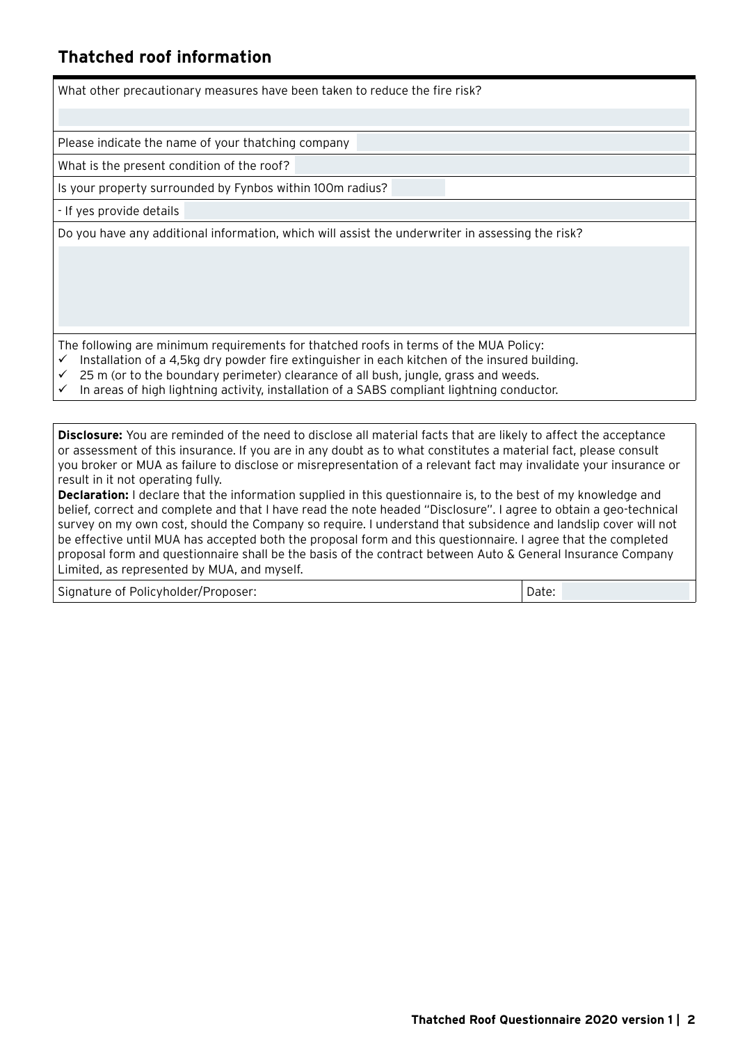## Thatched roof information

What other precautionary measures have been taken to reduce the fire risk?

Please indicate the name of your thatching company

What is the present condition of the roof?

Is your property surrounded by Fynbos within 100m radius?

- If yes provide details

Do you have any additional information, which will assist the underwriter in assessing the risk?

The following are minimum requirements for thatched roofs in terms of the MUA Policy:

- ✓ Installation of a 4,5kg dry powder fire extinguisher in each kitchen of the insured building.
- ✓ 25 m (or to the boundary perimeter) clearance of all bush, jungle, grass and weeds.
- ✓ In areas of high lightning activity, installation of a SABS compliant lightning conductor.

**Disclosure:** You are reminded of the need to disclose all material facts that are likely to affect the acceptance or assessment of this insurance. If you are in any doubt as to what constitutes a material fact, please consult you broker or MUA as failure to disclose or misrepresentation of a relevant fact may invalidate your insurance or result in it not operating fully.

**Declaration:** I declare that the information supplied in this questionnaire is, to the best of my knowledge and belief, correct and complete and that I have read the note headed "Disclosure". I agree to obtain a geo-technical survey on my own cost, should the Company so require. I understand that subsidence and landslip cover will not be effective until MUA has accepted both the proposal form and this questionnaire. I agree that the completed proposal form and questionnaire shall be the basis of the contract between Auto & General Insurance Company Limited, as represented by MUA, and myself.

| | |
|---|---|
| Signature of Policyholder/Proposer: | Date: |